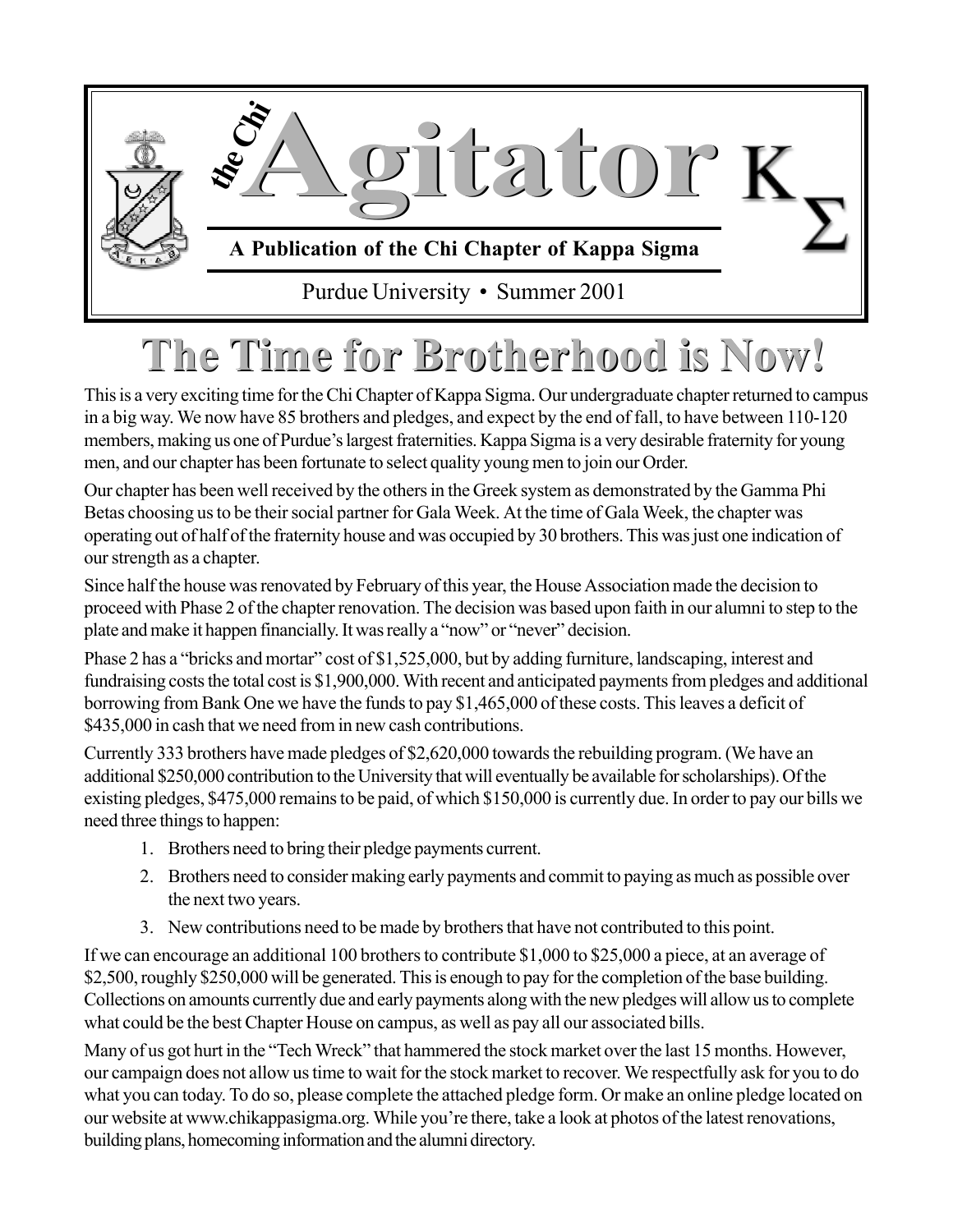# the Chi Agitator ΚΣ

**A Publication of the Chi Chapter of Kappa Sigma**

Purdue University • Summer 2001

# The Time for Brotherhood is Now!

This is a very exciting time for the Chi Chapter of Kappa Sigma. Our undergraduate chapter returned to campus in a big way. We now have 85 brothers and pledges, and expect by the end of fall, to have between 110-120 members, making us one of Purdue's largest fraternities. Kappa Sigma is a very desirable fraternity for young men, and our chapter has been fortunate to select quality young men to join our Order.

Our chapter has been well received by the others in the Greek system as demonstrated by the Gamma Phi Betas choosing us to be their social partner for Gala Week. At the time of Gala Week, the chapter was operating out of half of the fraternity house and was occupied by 30 brothers. This was just one indication of our strength as a chapter.

Since half the house was renovated by February of this year, the House Association made the decision to proceed with Phase 2 of the chapter renovation. The decision was based upon faith in our alumni to step to the plate and make it happen financially. It was really a "now" or "never" decision.

Phase 2 has a "bricks and mortar" cost of $1,525,000, but by adding furniture, landscaping, interest and fundraising costs the total cost is $1,900,000. With recent and anticipated payments from pledges and additional borrowing from Bank One we have the funds to pay $1,465,000 of these costs. This leaves a deficit of $435,000 in cash that we need from in new cash contributions.

Currently 333 brothers have made pledges of $2,620,000 towards the rebuilding program. (We have an additional $250,000 contribution to the University that will eventually be available for scholarships). Of the existing pledges, $475,000 remains to be paid, of which $150,000 is currently due. In order to pay our bills we need three things to happen:

1. Brothers need to bring their pledge payments current.
2. Brothers need to consider making early payments and commit to paying as much as possible over the next two years.
3. New contributions need to be made by brothers that have not contributed to this point.

If we can encourage an additional 100 brothers to contribute $1,000 to $25,000 a piece, at an average of $2,500, roughly $250,000 will be generated. This is enough to pay for the completion of the base building. Collections on amounts currently due and early payments along with the new pledges will allow us to complete what could be the best Chapter House on campus, as well as pay all our associated bills.

Many of us got hurt in the "Tech Wreck" that hammered the stock market over the last 15 months. However, our campaign does not allow us time to wait for the stock market to recover. We respectfully ask for you to do what you can today. To do so, please complete the attached pledge form. Or make an online pledge located on our website at www.chikappasigma.org. While you're there, take a look at photos of the latest renovations, building plans, homecoming information and the alumni directory.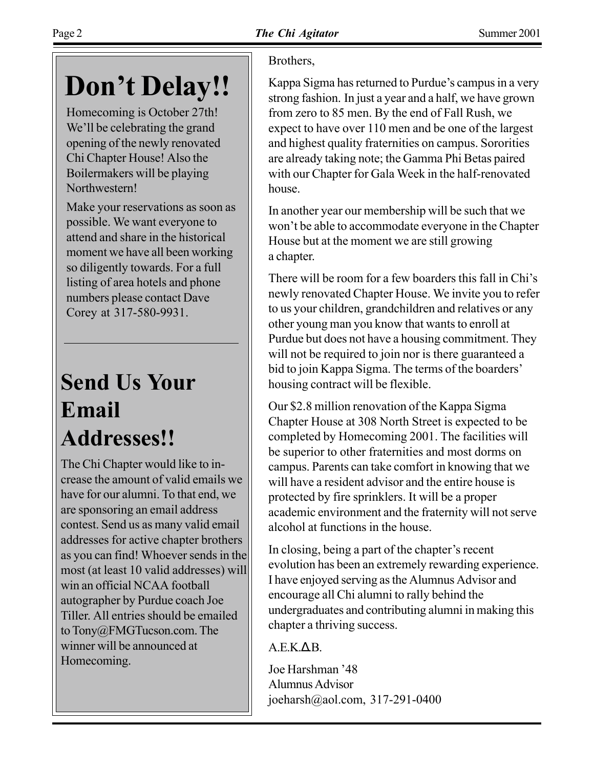# Don't Delay!!

Homecoming is October 27th! We'll be celebrating the grand opening of the newly renovated Chi Chapter House! Also the Boilermakers will be playing Northwestern!

Make your reservations as soon as possible. We want everyone to attend and share in the historical moment we have all been working so diligently towards. For a full listing of area hotels and phone numbers please contact Dave Corey at 317-580-9931.

---

# Send Us Your Email Addresses!!

The Chi Chapter would like to increase the amount of valid emails we have for our alumni. To that end, we are sponsoring an email address contest. Send us as many valid email addresses for active chapter brothers as you can find! Whoever sends in the most (at least 10 valid addresses) will win an official NCAA football autographer by Purdue coach Joe Tiller. All entries should be emailed to Tony@FMGTucson.com. The winner will be announced at Homecoming.

---

Brothers,

Kappa Sigma has returned to Purdue's campus in a very strong fashion. In just a year and a half, we have grown from zero to 85 men. By the end of Fall Rush, we expect to have over 110 men and be one of the largest and highest quality fraternities on campus. Sororities are already taking note; the Gamma Phi Betas paired with our Chapter for Gala Week in the half-renovated house.

In another year our membership will be such that we won't be able to accommodate everyone in the Chapter House but at the moment we are still growing a chapter.

There will be room for a few boarders this fall in Chi's newly renovated Chapter House. We invite you to refer to us your children, grandchildren and relatives or any other young man you know that wants to enroll at Purdue but does not have a housing commitment. They will not be required to join nor is there guaranteed a bid to join Kappa Sigma. The terms of the boarders' housing contract will be flexible.

Our $2.8 million renovation of the Kappa Sigma Chapter House at 308 North Street is expected to be completed by Homecoming 2001. The facilities will be superior to other fraternities and most dorms on campus. Parents can take comfort in knowing that we will have a resident advisor and the entire house is protected by fire sprinklers. It will be a proper academic environment and the fraternity will not serve alcohol at functions in the house.

In closing, being a part of the chapter's recent evolution has been an extremely rewarding experience. I have enjoyed serving as the Alumnus Advisor and encourage all Chi alumni to rally behind the undergraduates and contributing alumni in making this chapter a thriving success.

A.E.K.ΔB.

Joe Harshman '48
Alumnus Advisor
joeharsh@aol.com, 317-291-0400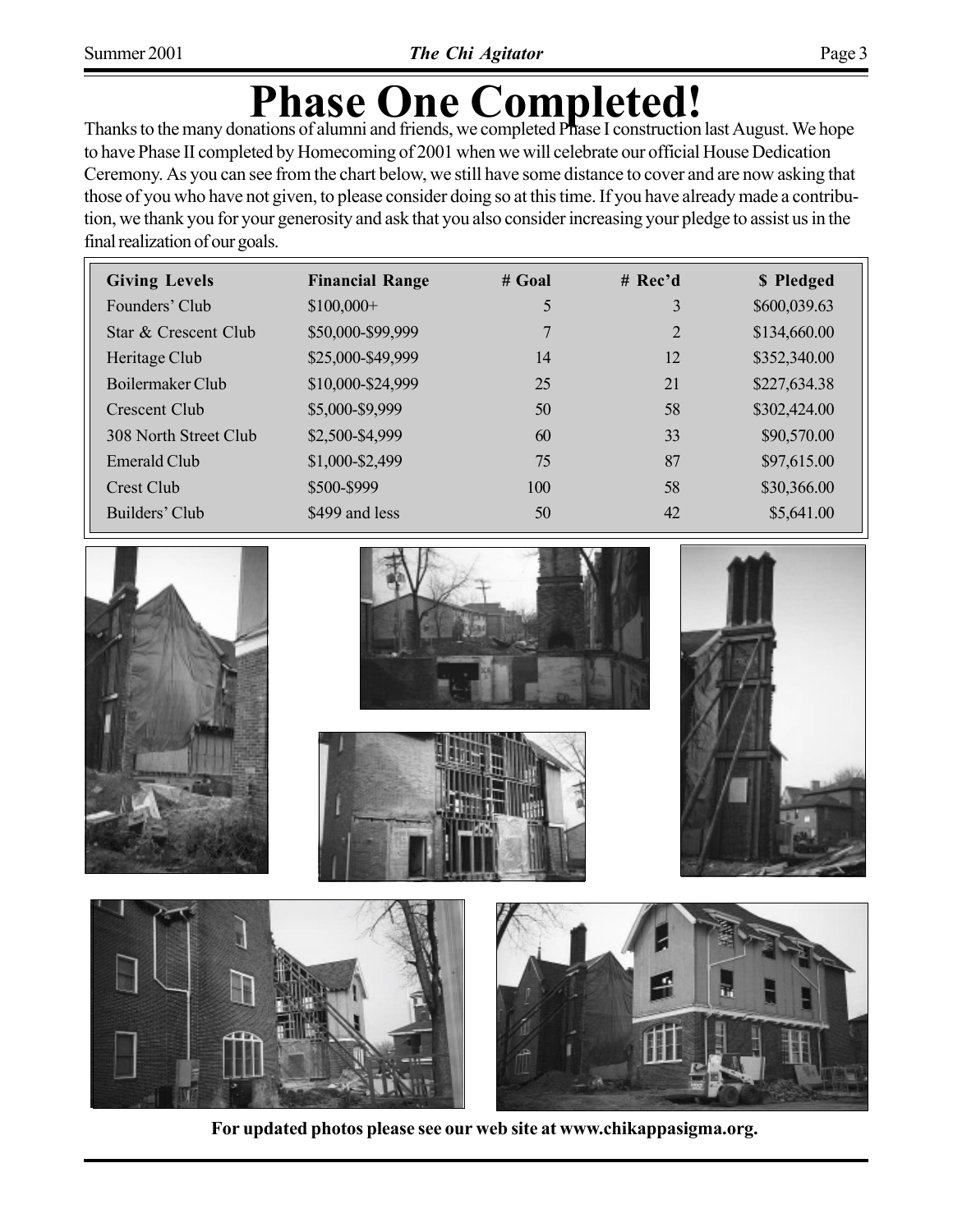# Phase One Completed!

Thanks to the many donations of alumni and friends, we completed Phase I construction last August. We hope to have Phase II completed by Homecoming of 2001 when we will celebrate our official House Dedication Ceremony. As you can see from the chart below, we still have some distance to cover and are now asking that those of you who have not given, to please consider doing so at this time. If you have already made a contribution, we thank you for your generosity and ask that you also consider increasing your pledge to assist us in the final realization of our goals.

| Giving Levels | Financial Range | # Goal | # Rec'd | $ Pledged |
|---|---|---|---|---|
| Founders' Club | $100,000+ | 5 | 3 | $600,039.63 |
| Star & Crescent Club | $50,000-$99,999 | 7 | 2 | $134,660.00 |
| Heritage Club | $25,000-$49,999 | 14 | 12 | $352,340.00 |
| Boilermaker Club | $10,000-$24,999 | 25 | 21 | $227,634.38 |
| Crescent Club | $5,000-$9,999 | 50 | 58 | $302,424.00 |
| 308 North Street Club | $2,500-$4,999 | 60 | 33 | $90,570.00 |
| Emerald Club | $1,000-$2,499 | 75 | 87 | $97,615.00 |
| Crest Club | $500-$999 | 100 | 58 | $30,366.00 |
| Builders' Club | $499 and less | 50 | 42 | $5,641.00 |

**For updated photos please see our web site at www.chikappasigma.org.**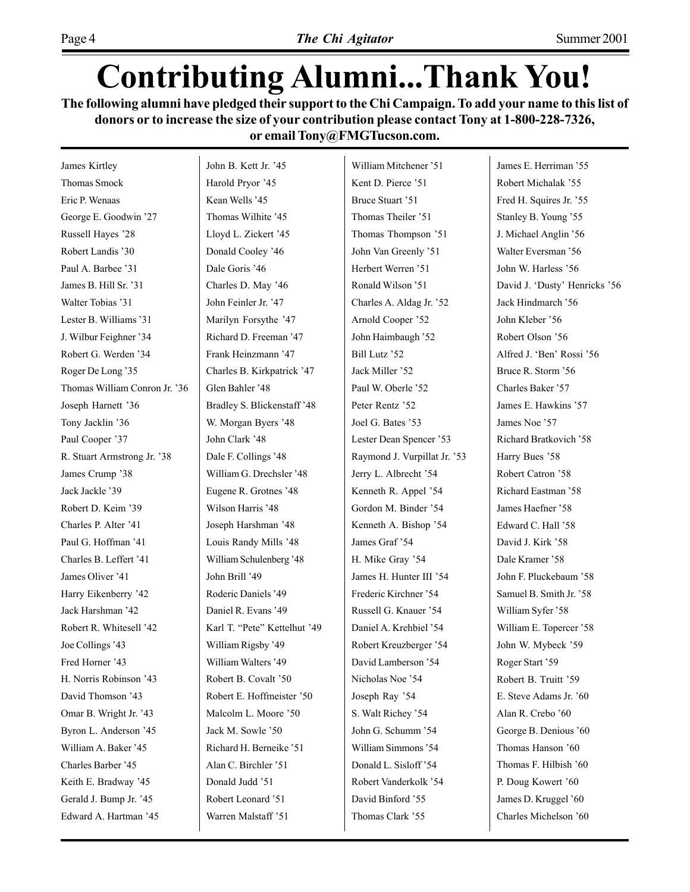# Contributing Alumni...Thank You!

**The following alumni have pledged their support to the Chi Campaign. To add your name to this list of donors or to increase the size of your contribution please contact Tony at 1-800-228-7326, or email Tony@FMGTucson.com.**

James Kirtley
Thomas Smock
Eric P. Wenaas
George E. Goodwin ’27
Russell Hayes ’28
Robert Landis ’30
Paul A. Barbee ’31
James B. Hill Sr. ’31
Walter Tobias ’31
Lester B. Williams ’31
J. Wilbur Feighner ’34
Robert G. Werden ’34
Roger De Long ’35
Thomas William Conron Jr. ’36
Joseph Harnett ’36
Tony Jacklin ’36
Paul Cooper ’37
R. Stuart Armstrong Jr. ’38
James Crump ’38
Jack Jackle ’39
Robert D. Keim ’39
Charles P. Alter ’41
Paul G. Hoffman ’41
Charles B. Leffert ’41
James Oliver ’41
Harry Eikenberry ’42
Jack Harshman ’42
Robert R. Whitesell ’42
Joe Collings ’43
Fred Horner ’43
H. Norris Robinson ’43
David Thomson ’43
Omar B. Wright Jr. ’43
Byron L. Anderson ’45
William A. Baker ’45
Charles Barber ’45
Keith E. Bradway ’45
Gerald J. Bump Jr. ’45
Edward A. Hartman ’45
John B. Kett Jr. ’45
Harold Pryor ’45
Kean Wells ’45
Thomas Wilhite ’45
Lloyd L. Zickert ’45
Donald Cooley ’46
Dale Goris ’46
Charles D. May ’46
John Feinler Jr. ’47
Marilyn Forsythe ’47
Richard D. Freeman ’47
Frank Heinzmann ’47
Charles B. Kirkpatrick ’47
Glen Bahler ’48
Bradley S. Blickenstaff ’48
W. Morgan Byers ’48
John Clark ’48
Dale F. Collings ’48
William G. Drechsler ’48
Eugene R. Grotnes ’48
Wilson Harris ’48
Joseph Harshman ’48
Louis Randy Mills ’48
William Schulenberg ’48
John Brill ’49
Roderic Daniels ’49
Daniel R. Evans ’49
Karl T. “Pete” Kettelhut ’49
William Rigsby ’49
William Walters ’49
Robert B. Covalt ’50
Robert E. Hoffmeister ’50
Malcolm L. Moore ’50
Jack M. Sowle ’50
Richard H. Berneike ’51
Alan C. Birchler ’51
Donald Judd ’51
Robert Leonard ’51
Warren Malstaff ’51
William Mitchener ’51
Kent D. Pierce ’51
Bruce Stuart ’51
Thomas Theiler ’51
Thomas Thompson ’51
John Van Greenly ’51
Herbert Werren ’51
Ronald Wilson ’51
Charles A. Aldag Jr. ’52
Arnold Cooper ’52
John Haimbaugh ’52
Bill Lutz ’52
Jack Miller ’52
Paul W. Oberle ’52
Peter Rentz ’52
Joel G. Bates ’53
Lester Dean Spencer ’53
Raymond J. Vurpillat Jr. ’53
Jerry L. Albrecht ’54
Kenneth R. Appel ’54
Gordon M. Binder ’54
Kenneth A. Bishop ’54
James Graf ’54
H. Mike Gray ’54
James H. Hunter III ’54
Frederic Kirchner ’54
Russell G. Knauer ’54
Daniel A. Krehbiel ’54
Robert Kreuzberger ’54
David Lamberson ’54
Nicholas Noe ’54
Joseph Ray ’54
S. Walt Richey ’54
John G. Schumm ’54
William Simmons ’54
Donald L. Sisloff ’54
Robert Vanderkolk ’54
David Binford ’55
Thomas Clark ’55
James E. Herriman ’55
Robert Michalak ’55
Fred H. Squires Jr. ’55
Stanley B. Young ’55
J. Michael Anglin ’56
Walter Eversman ’56
John W. Harless ’56
David J. ‘Dusty’ Henricks ’56
Jack Hindmarch ’56
John Kleber ’56
Robert Olson ’56
Alfred J. ‘Ben’ Rossi ’56
Bruce R. Storm ’56
Charles Baker ’57
James E. Hawkins ’57
James Noe ’57
Richard Bratkovich ’58
Harry Bues ’58
Robert Catron ’58
Richard Eastman ’58
James Haefner ’58
Edward C. Hall ’58
David J. Kirk ’58
Dale Kramer ’58
John F. Pluckebaum ’58
Samuel B. Smith Jr. ’58
William Syfer ’58
William E. Topercer ’58
John W. Mybeck ’59
Roger Start ’59
Robert B. Truitt ’59
E. Steve Adams Jr. ’60
Alan R. Crebo ’60
George B. Denious ’60
Thomas Hanson ’60
Thomas F. Hilbish ’60
P. Doug Kowert ’60
James D. Kruggel ’60
Charles Michelson ’60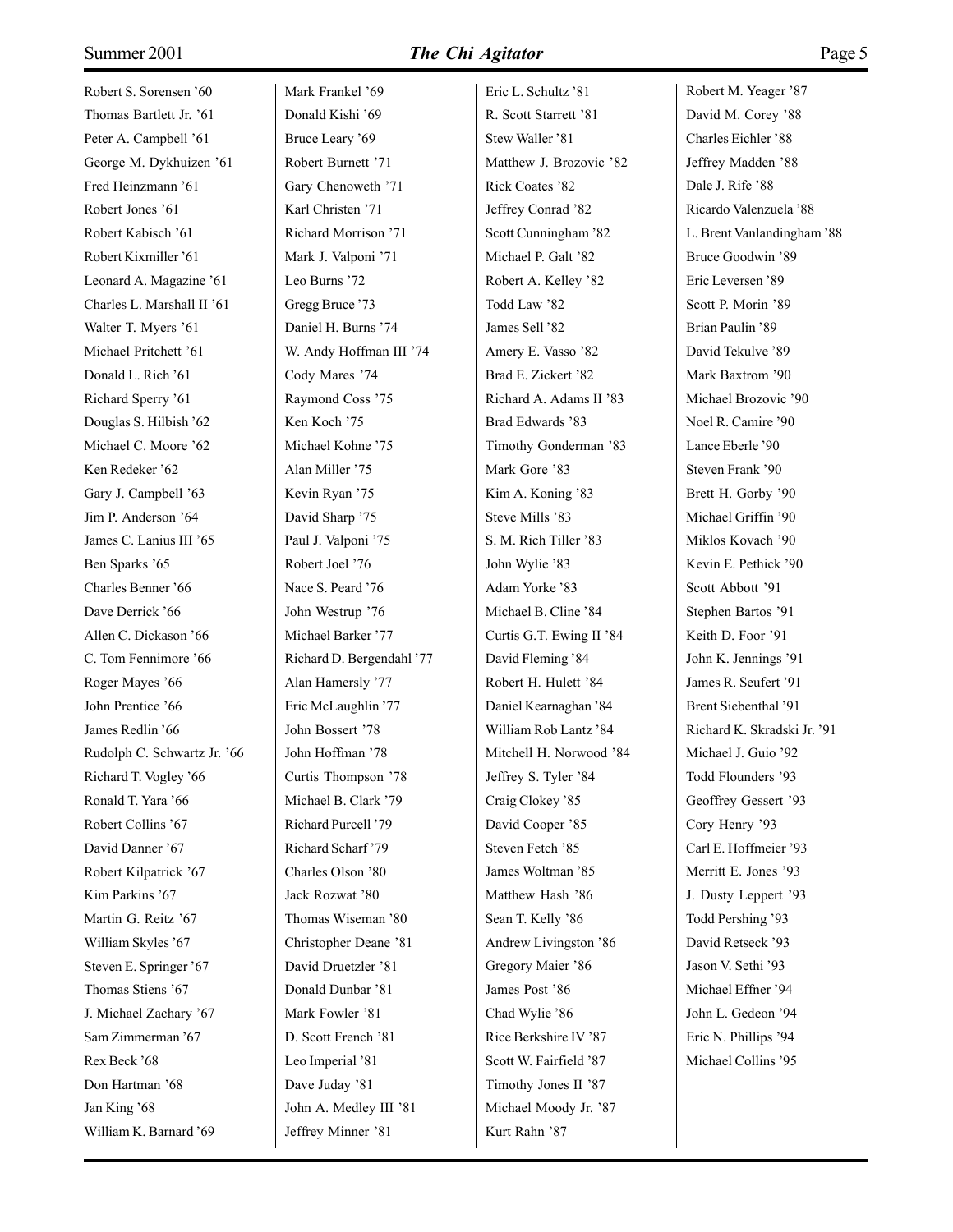Robert S. Sorensen ’60
Thomas Bartlett Jr. ’61
Peter A. Campbell ’61
George M. Dykhuizen ’61
Fred Heinzmann ’61
Robert Jones ’61
Robert Kabisch ’61
Robert Kixmiller ’61
Leonard A. Magazine ’61
Charles L. Marshall II ’61
Walter T. Myers ’61
Michael Pritchett ’61
Donald L. Rich ’61
Richard Sperry ’61
Douglas S. Hilbish ’62
Michael C. Moore ’62
Ken Redeker ’62
Gary J. Campbell ’63
Jim P. Anderson ’64
James C. Lanius III ’65
Ben Sparks ’65
Charles Benner ’66
Dave Derrick ’66
Allen C. Dickason ’66
C. Tom Fennimore ’66
Roger Mayes ’66
John Prentice ’66
James Redlin ’66
Rudolph C. Schwartz Jr. ’66
Richard T. Vogley ’66
Ronald T. Yara ’66
Robert Collins ’67
David Danner ’67
Robert Kilpatrick ’67
Kim Parkins ’67
Martin G. Reitz ’67
William Skyles ’67
Steven E. Springer ’67
Thomas Stiens ’67
J. Michael Zachary ’67
Sam Zimmerman ’67
Rex Beck ’68
Don Hartman ’68
Jan King ’68
William K. Barnard ’69
Mark Frankel ’69
Donald Kishi ’69
Bruce Leary ’69
Robert Burnett ’71
Gary Chenoweth ’71
Karl Christen ’71
Richard Morrison ’71
Mark J. Valponi ’71
Leo Burns ’72
Gregg Bruce ’73
Daniel H. Burns ’74
W. Andy Hoffman III ’74
Cody Mares ’74
Raymond Coss ’75
Ken Koch ’75
Michael Kohne ’75
Alan Miller ’75
Kevin Ryan ’75
David Sharp ’75
Paul J. Valponi ’75
Robert Joel ’76
Nace S. Peard ’76
John Westrup ’76
Michael Barker ’77
Richard D. Bergendahl ’77
Alan Hamersly ’77
Eric McLaughlin ’77
John Bossert ’78
John Hoffman ’78
Curtis Thompson ’78
Michael B. Clark ’79
Richard Purcell ’79
Richard Scharf ’79
Charles Olson ’80
Jack Rozwat ’80
Thomas Wiseman ’80
Christopher Deane ’81
David Druetzler ’81
Donald Dunbar ’81
Mark Fowler ’81
D. Scott French ’81
Leo Imperial ’81
Dave Juday ’81
John A. Medley III ’81
Jeffrey Minner ’81
Eric L. Schultz ’81
R. Scott Starrett ’81
Stew Waller ’81
Matthew J. Brozovic ’82
Rick Coates ’82
Jeffrey Conrad ’82
Scott Cunningham ’82
Michael P. Galt ’82
Robert A. Kelley ’82
Todd Law ’82
James Sell ’82
Amery E. Vasso ’82
Brad E. Zickert ’82
Richard A. Adams II ’83
Brad Edwards ’83
Timothy Gonderman ’83
Mark Gore ’83
Kim A. Koning ’83
Steve Mills ’83
S. M. Rich Tiller ’83
John Wylie ’83
Adam Yorke ’83
Michael B. Cline ’84
Curtis G.T. Ewing II ’84
David Fleming ’84
Robert H. Hulett ’84
Daniel Kearnaghan ’84
William Rob Lantz ’84
Mitchell H. Norwood ’84
Jeffrey S. Tyler ’84
Craig Clokey ’85
David Cooper ’85
Steven Fetch ’85
James Woltman ’85
Matthew Hash ’86
Sean T. Kelly ’86
Andrew Livingston ’86
Gregory Maier ’86
James Post ’86
Chad Wylie ’86
Rice Berkshire IV ’87
Scott W. Fairfield ’87
Timothy Jones II ’87
Michael Moody Jr. ’87
Kurt Rahn ’87
Robert M. Yeager ’87
David M. Corey ’88
Charles Eichler ’88
Jeffrey Madden ’88
Dale J. Rife ’88
Ricardo Valenzuela ’88
L. Brent Vanlandingham ’88
Bruce Goodwin ’89
Eric Leversen ’89
Scott P. Morin ’89
Brian Paulin ’89
David Tekulve ’89
Mark Baxtrom ’90
Michael Brozovic ’90
Noel R. Camire ’90
Lance Eberle ’90
Steven Frank ’90
Brett H. Gorby ’90
Michael Griffin ’90
Miklos Kovach ’90
Kevin E. Pethick ’90
Scott Abbott ’91
Stephen Bartos ’91
Keith D. Foor ’91
John K. Jennings ’91
James R. Seufert ’91
Brent Siebenthal ’91
Richard K. Skradski Jr. ’91
Michael J. Guio ’92
Todd Flounders ’93
Geoffrey Gessert ’93
Cory Henry ’93
Carl E. Hoffmeier ’93
Merritt E. Jones ’93
J. Dusty Leppert ’93
Todd Pershing ’93
David Retseck ’93
Jason V. Sethi ’93
Michael Effner ’94
John L. Gedeon ’94
Eric N. Phillips ’94
Michael Collins ’95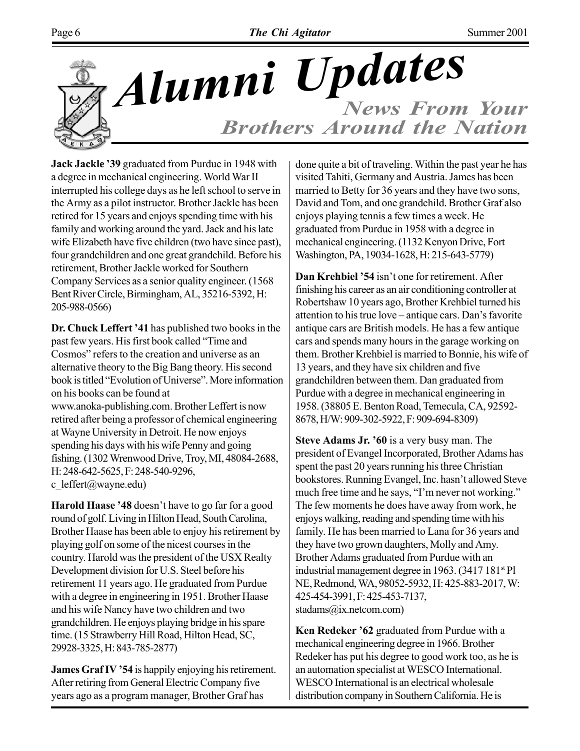# Alumni Updates

## News From Your Brothers Around the Nation

**Jack Jackle '39** graduated from Purdue in 1948 with a degree in mechanical engineering. World War II interrupted his college days as he left school to serve in the Army as a pilot instructor. Brother Jackle has been retired for 15 years and enjoys spending time with his family and working around the yard. Jack and his late wife Elizabeth have five children (two have since past), four grandchildren and one great grandchild. Before his retirement, Brother Jackle worked for Southern Company Services as a senior quality engineer. (1568 Bent River Circle, Birmingham, AL, 35216-5392, H: 205-988-0566)

**Dr. Chuck Leffert '41** has published two books in the past few years. His first book called "Time and Cosmos" refers to the creation and universe as an alternative theory to the Big Bang theory. His second book is titled "Evolution of Universe". More information on his books can be found at www.anoka-publishing.com. Brother Leffert is now retired after being a professor of chemical engineering at Wayne University in Detroit. He now enjoys spending his days with his wife Penny and going fishing. (1302 Wrenwood Drive, Troy, MI, 48084-2688, H: 248-642-5625, F: 248-540-9296, c_leffert@wayne.edu)

**Harold Haase '48** doesn't have to go far for a good round of golf. Living in Hilton Head, South Carolina, Brother Haase has been able to enjoy his retirement by playing golf on some of the nicest courses in the country. Harold was the president of the USX Realty Development division for U.S. Steel before his retirement 11 years ago. He graduated from Purdue with a degree in engineering in 1951. Brother Haase and his wife Nancy have two children and two grandchildren. He enjoys playing bridge in his spare time. (15 Strawberry Hill Road, Hilton Head, SC, 29928-3325, H: 843-785-2877)

**James Graf IV '54** is happily enjoying his retirement. After retiring from General Electric Company five years ago as a program manager, Brother Graf has done quite a bit of traveling. Within the past year he has visited Tahiti, Germany and Austria. James has been married to Betty for 36 years and they have two sons, David and Tom, and one grandchild. Brother Graf also enjoys playing tennis a few times a week. He graduated from Purdue in 1958 with a degree in mechanical engineering. (1132 Kenyon Drive, Fort Washington, PA, 19034-1628, H: 215-643-5779)

**Dan Krehbiel '54** isn't one for retirement. After finishing his career as an air conditioning controller at Robertshaw 10 years ago, Brother Krehbiel turned his attention to his true love – antique cars. Dan's favorite antique cars are British models. He has a few antique cars and spends many hours in the garage working on them. Brother Krehbiel is married to Bonnie, his wife of 13 years, and they have six children and five grandchildren between them. Dan graduated from Purdue with a degree in mechanical engineering in 1958. (38805 E. Benton Road, Temecula, CA, 92592-8678, H/W: 909-302-5922, F: 909-694-8309)

**Steve Adams Jr. '60** is a very busy man. The president of Evangel Incorporated, Brother Adams has spent the past 20 years running his three Christian bookstores. Running Evangel, Inc. hasn't allowed Steve much free time and he says, "I'm never not working." The few moments he does have away from work, he enjoys walking, reading and spending time with his family. He has been married to Lana for 36 years and they have two grown daughters, Molly and Amy. Brother Adams graduated from Purdue with an industrial management degree in 1963. (3417 181st Pl NE, Redmond, WA, 98052-5932, H: 425-883-2017, W: 425-454-3991, F: 425-453-7137, stadams@ix.netcom.com)

**Ken Redeker '62** graduated from Purdue with a mechanical engineering degree in 1966. Brother Redeker has put his degree to good work too, as he is an automation specialist at WESCO International. WESCO International is an electrical wholesale distribution company in Southern California. He is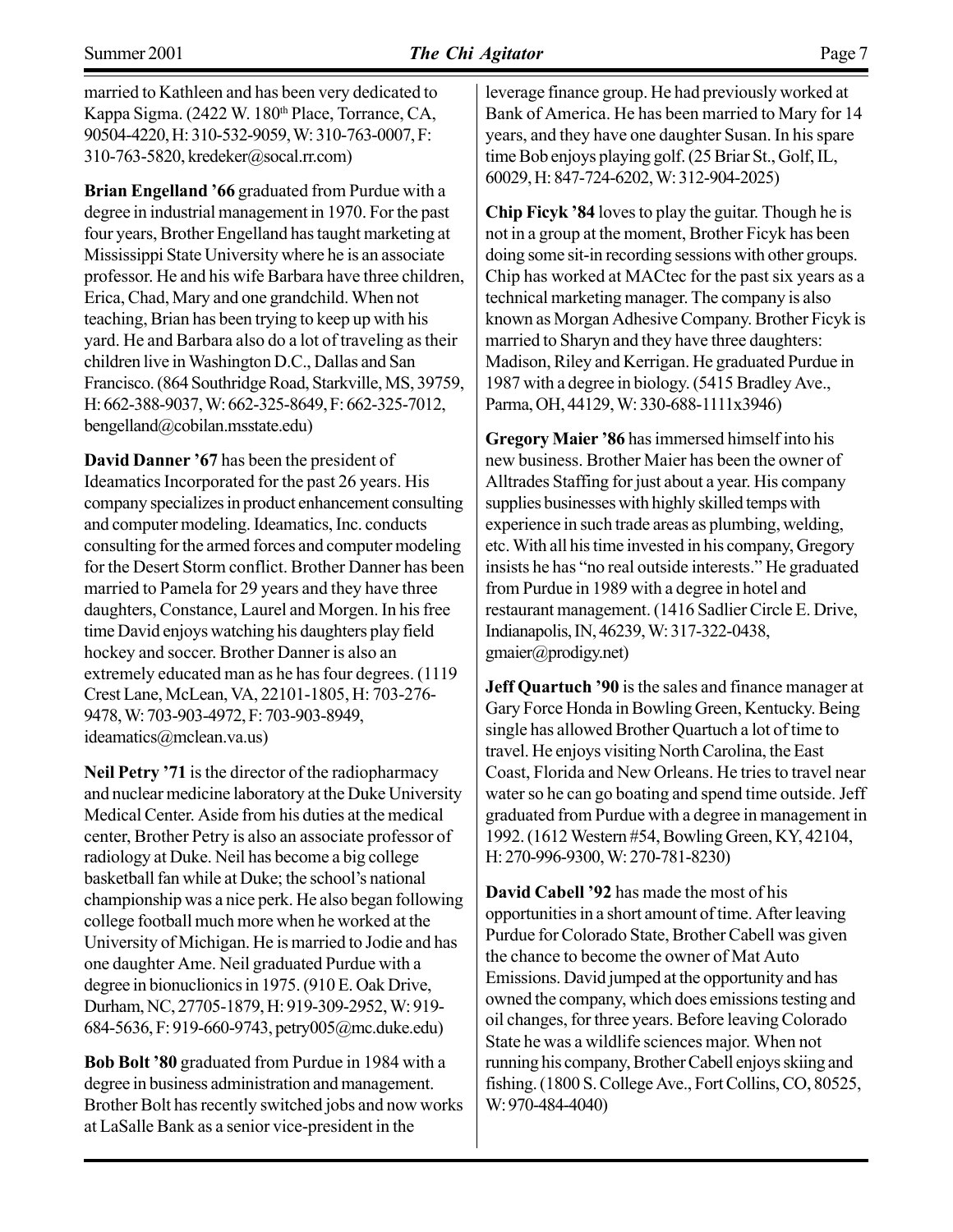married to Kathleen and has been very dedicated to Kappa Sigma. (2422 W. 180th Place, Torrance, CA, 90504-4220, H: 310-532-9059, W: 310-763-0007, F: 310-763-5820, kredeker@socal.rr.com)

**Brian Engelland '66** graduated from Purdue with a degree in industrial management in 1970. For the past four years, Brother Engelland has taught marketing at Mississippi State University where he is an associate professor. He and his wife Barbara have three children, Erica, Chad, Mary and one grandchild. When not teaching, Brian has been trying to keep up with his yard. He and Barbara also do a lot of traveling as their children live in Washington D.C., Dallas and San Francisco. (864 Southridge Road, Starkville, MS, 39759, H: 662-388-9037, W: 662-325-8649, F: 662-325-7012, bengelland@cobilan.msstate.edu)

**David Danner '67** has been the president of Ideamatics Incorporated for the past 26 years. His company specializes in product enhancement consulting and computer modeling. Ideamatics, Inc. conducts consulting for the armed forces and computer modeling for the Desert Storm conflict. Brother Danner has been married to Pamela for 29 years and they have three daughters, Constance, Laurel and Morgen. In his free time David enjoys watching his daughters play field hockey and soccer. Brother Danner is also an extremely educated man as he has four degrees. (1119 Crest Lane, McLean, VA, 22101-1805, H: 703-276-9478, W: 703-903-4972, F: 703-903-8949, ideamatics@mclean.va.us)

**Neil Petry '71** is the director of the radiopharmacy and nuclear medicine laboratory at the Duke University Medical Center. Aside from his duties at the medical center, Brother Petry is also an associate professor of radiology at Duke. Neil has become a big college basketball fan while at Duke; the school's national championship was a nice perk. He also began following college football much more when he worked at the University of Michigan. He is married to Jodie and has one daughter Ame. Neil graduated Purdue with a degree in bionuclionics in 1975. (910 E. Oak Drive, Durham, NC, 27705-1879, H: 919-309-2952, W: 919-684-5636, F: 919-660-9743, petry005@mc.duke.edu)

**Bob Bolt '80** graduated from Purdue in 1984 with a degree in business administration and management. Brother Bolt has recently switched jobs and now works at LaSalle Bank as a senior vice-president in the leverage finance group. He had previously worked at Bank of America. He has been married to Mary for 14 years, and they have one daughter Susan. In his spare time Bob enjoys playing golf. (25 Briar St., Golf, IL, 60029, H: 847-724-6202, W: 312-904-2025)

**Chip Ficyk '84** loves to play the guitar. Though he is not in a group at the moment, Brother Ficyk has been doing some sit-in recording sessions with other groups. Chip has worked at MACtec for the past six years as a technical marketing manager. The company is also known as Morgan Adhesive Company. Brother Ficyk is married to Sharyn and they have three daughters: Madison, Riley and Kerrigan. He graduated Purdue in 1987 with a degree in biology. (5415 Bradley Ave., Parma, OH, 44129, W: 330-688-1111x3946)

**Gregory Maier '86** has immersed himself into his new business. Brother Maier has been the owner of Alltrades Staffing for just about a year. His company supplies businesses with highly skilled temps with experience in such trade areas as plumbing, welding, etc. With all his time invested in his company, Gregory insists he has "no real outside interests." He graduated from Purdue in 1989 with a degree in hotel and restaurant management. (1416 Sadlier Circle E. Drive, Indianapolis, IN, 46239, W: 317-322-0438, gmaier@prodigy.net)

**Jeff Quartuch '90** is the sales and finance manager at Gary Force Honda in Bowling Green, Kentucky. Being single has allowed Brother Quartuch a lot of time to travel. He enjoys visiting North Carolina, the East Coast, Florida and New Orleans. He tries to travel near water so he can go boating and spend time outside. Jeff graduated from Purdue with a degree in management in 1992. (1612 Western #54, Bowling Green, KY, 42104, H: 270-996-9300, W: 270-781-8230)

**David Cabell '92** has made the most of his opportunities in a short amount of time. After leaving Purdue for Colorado State, Brother Cabell was given the chance to become the owner of Mat Auto Emissions. David jumped at the opportunity and has owned the company, which does emissions testing and oil changes, for three years. Before leaving Colorado State he was a wildlife sciences major. When not running his company, Brother Cabell enjoys skiing and fishing. (1800 S. College Ave., Fort Collins, CO, 80525, W: 970-484-4040)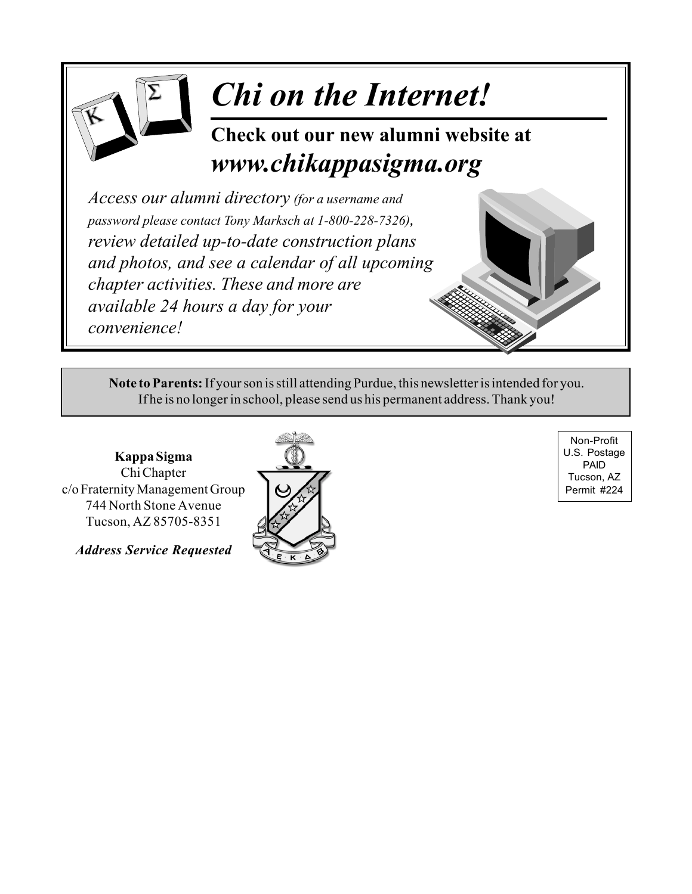# *Chi on the Internet!*

## Check out our new alumni website at *www.chikappasigma.org*

*Access our alumni directory (for a username and password please contact Tony Marksch at 1-800-228-7326), review detailed up-to-date construction plans and photos, and see a calendar of all upcoming chapter activities. These and more are available 24 hours a day for your convenience!*

**Note to Parents:** If your son is still attending Purdue, this newsletter is intended for you. If he is no longer in school, please send us his permanent address. Thank you!

**Kappa Sigma**
Chi Chapter
c/o Fraternity Management Group
744 North Stone Avenue
Tucson, AZ 85705-8351

***Address Service Requested***

Non-Profit
U.S. Postage
PAID
Tucson, AZ
Permit #224